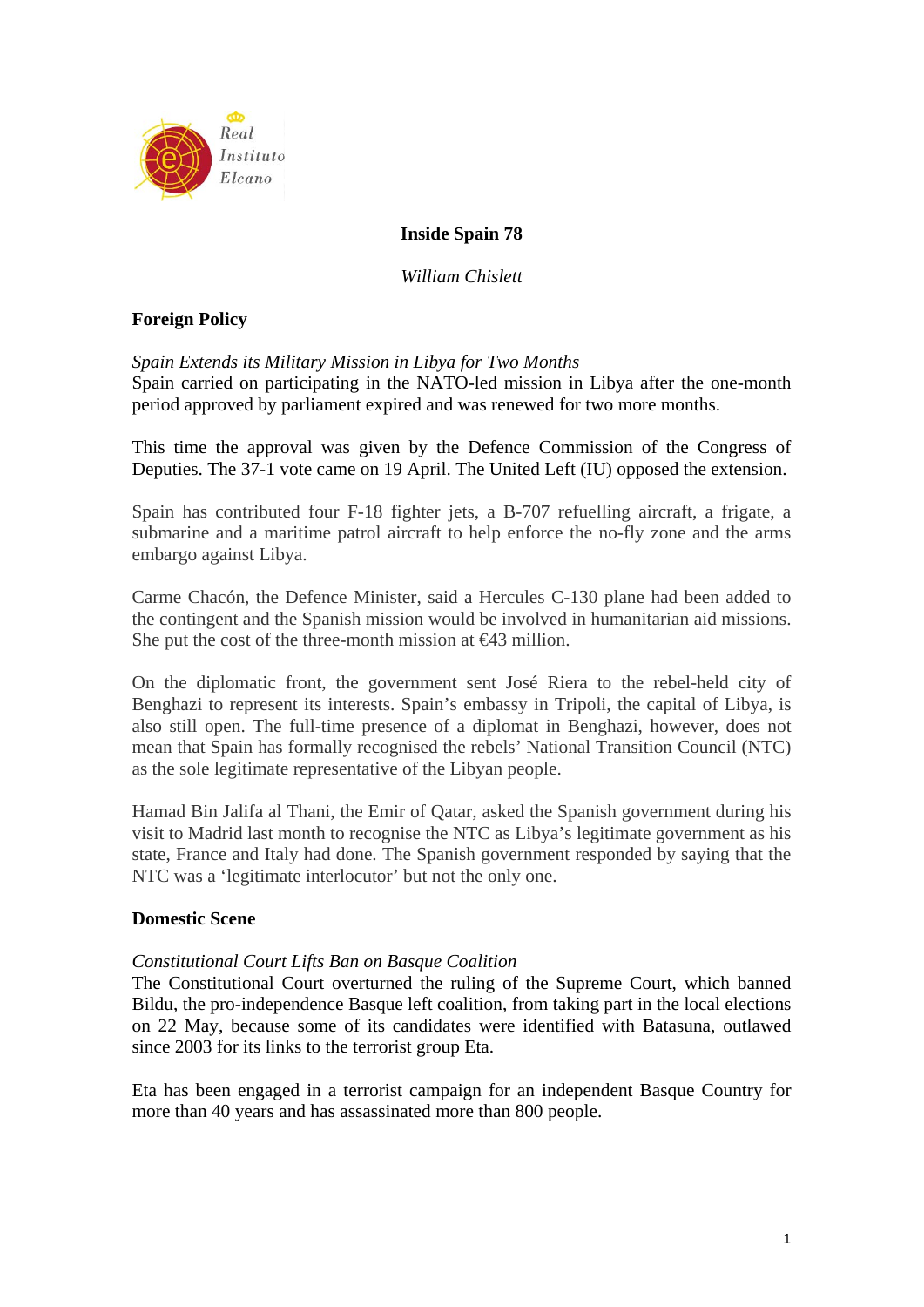# Inside Spain 78

*William Chislett*

## Foreign Policy

*Spain Extends its Military Mission in Libya for Two Months*

Spain carried on participating in the NATO-led mission in Libya after the one-month period approved by parliament expired and was renewed for two more months.

This time the approval was given by the Defence Commission of the Congress of Deputies. The 37-1 vote came on 19 April. The United Left (IU) opposed the extension.

Spain has contributed four F-18 fighter jets, a B-707 refuelling aircraft, a frigate, a submarine and a maritime patrol aircraft to help enforce the no-fly zone and the arms embargo against Libya.

Carme Chacón, the Defence Minister, said a Hercules C-130 plane had been added to the contingent and the Spanish mission would be involved in humanitarian aid missions. She put the cost of the three-month mission at €43 million.

On the diplomatic front, the government sent José Riera to the rebel-held city of Benghazi to represent its interests. Spain's embassy in Tripoli, the capital of Libya, is also still open. The full-time presence of a diplomat in Benghazi, however, does not mean that Spain has formally recognised the rebels' National Transition Council (NTC) as the sole legitimate representative of the Libyan people.

Hamad Bin Jalifa al Thani, the Emir of Qatar, asked the Spanish government during his visit to Madrid last month to recognise the NTC as Libya's legitimate government as his state, France and Italy had done. The Spanish government responded by saying that the NTC was a 'legitimate interlocutor' but not the only one.

## Domestic Scene

*Constitutional Court Lifts Ban on Basque Coalition*

The Constitutional Court overturned the ruling of the Supreme Court, which banned Bildu, the pro-independence Basque left coalition, from taking part in the local elections on 22 May, because some of its candidates were identified with Batasuna, outlawed since 2003 for its links to the terrorist group Eta.

Eta has been engaged in a terrorist campaign for an independent Basque Country for more than 40 years and has assassinated more than 800 people.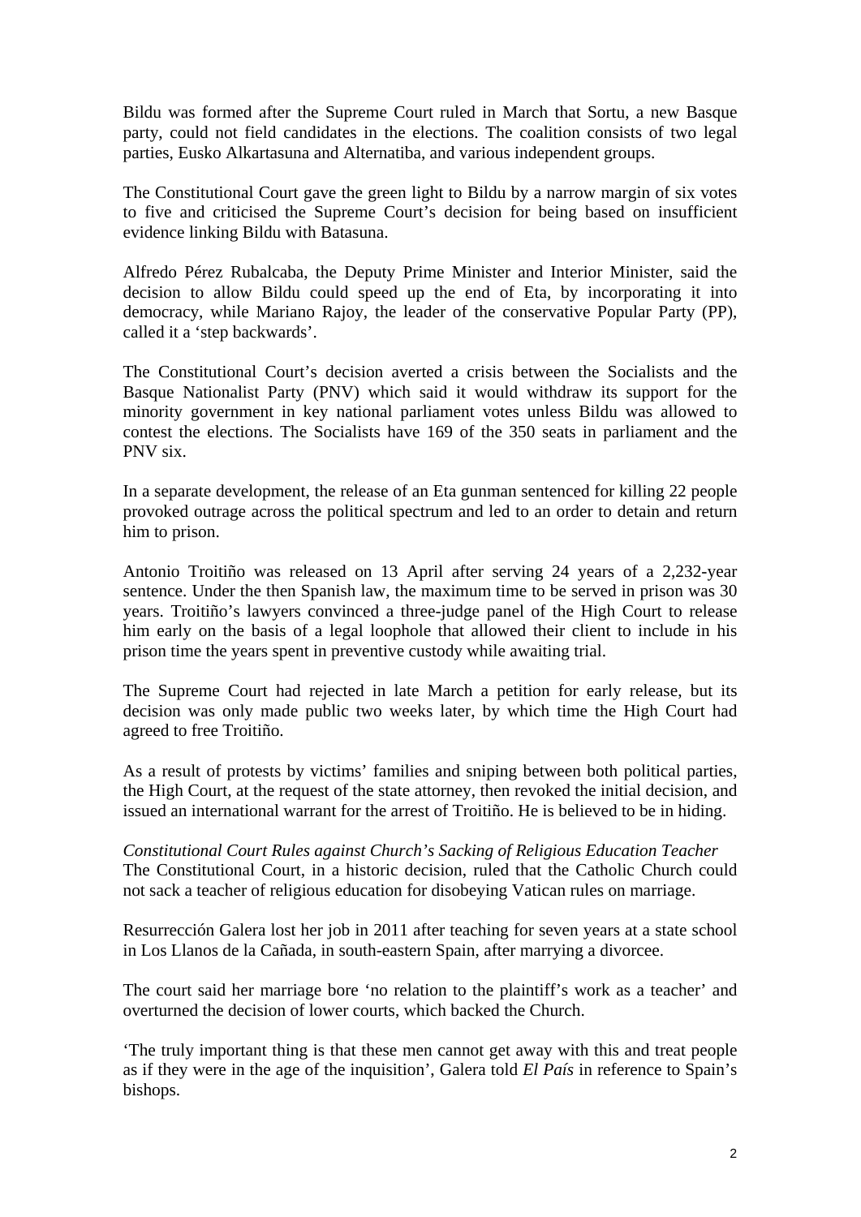Bildu was formed after the Supreme Court ruled in March that Sortu, a new Basque party, could not field candidates in the elections. The coalition consists of two legal parties, Eusko Alkartasuna and Alternatiba, and various independent groups.

The Constitutional Court gave the green light to Bildu by a narrow margin of six votes to five and criticised the Supreme Court's decision for being based on insufficient evidence linking Bildu with Batasuna.

Alfredo Pérez Rubalcaba, the Deputy Prime Minister and Interior Minister, said the decision to allow Bildu could speed up the end of Eta, by incorporating it into democracy, while Mariano Rajoy, the leader of the conservative Popular Party (PP), called it a 'step backwards'.

The Constitutional Court's decision averted a crisis between the Socialists and the Basque Nationalist Party (PNV) which said it would withdraw its support for the minority government in key national parliament votes unless Bildu was allowed to contest the elections. The Socialists have 169 of the 350 seats in parliament and the PNV six.

In a separate development, the release of an Eta gunman sentenced for killing 22 people provoked outrage across the political spectrum and led to an order to detain and return him to prison.

Antonio Troitiño was released on 13 April after serving 24 years of a 2,232-year sentence. Under the then Spanish law, the maximum time to be served in prison was 30 years. Troitiño's lawyers convinced a three-judge panel of the High Court to release him early on the basis of a legal loophole that allowed their client to include in his prison time the years spent in preventive custody while awaiting trial.

The Supreme Court had rejected in late March a petition for early release, but its decision was only made public two weeks later, by which time the High Court had agreed to free Troitiño.

As a result of protests by victims' families and sniping between both political parties, the High Court, at the request of the state attorney, then revoked the initial decision, and issued an international warrant for the arrest of Troitiño. He is believed to be in hiding.

*Constitutional Court Rules against Church's Sacking of Religious Education Teacher*

The Constitutional Court, in a historic decision, ruled that the Catholic Church could not sack a teacher of religious education for disobeying Vatican rules on marriage.

Resurrección Galera lost her job in 2011 after teaching for seven years at a state school in Los Llanos de la Cañada, in south-eastern Spain, after marrying a divorcee.

The court said her marriage bore 'no relation to the plaintiff's work as a teacher' and overturned the decision of lower courts, which backed the Church.

'The truly important thing is that these men cannot get away with this and treat people as if they were in the age of the inquisition', Galera told *El País* in reference to Spain's bishops.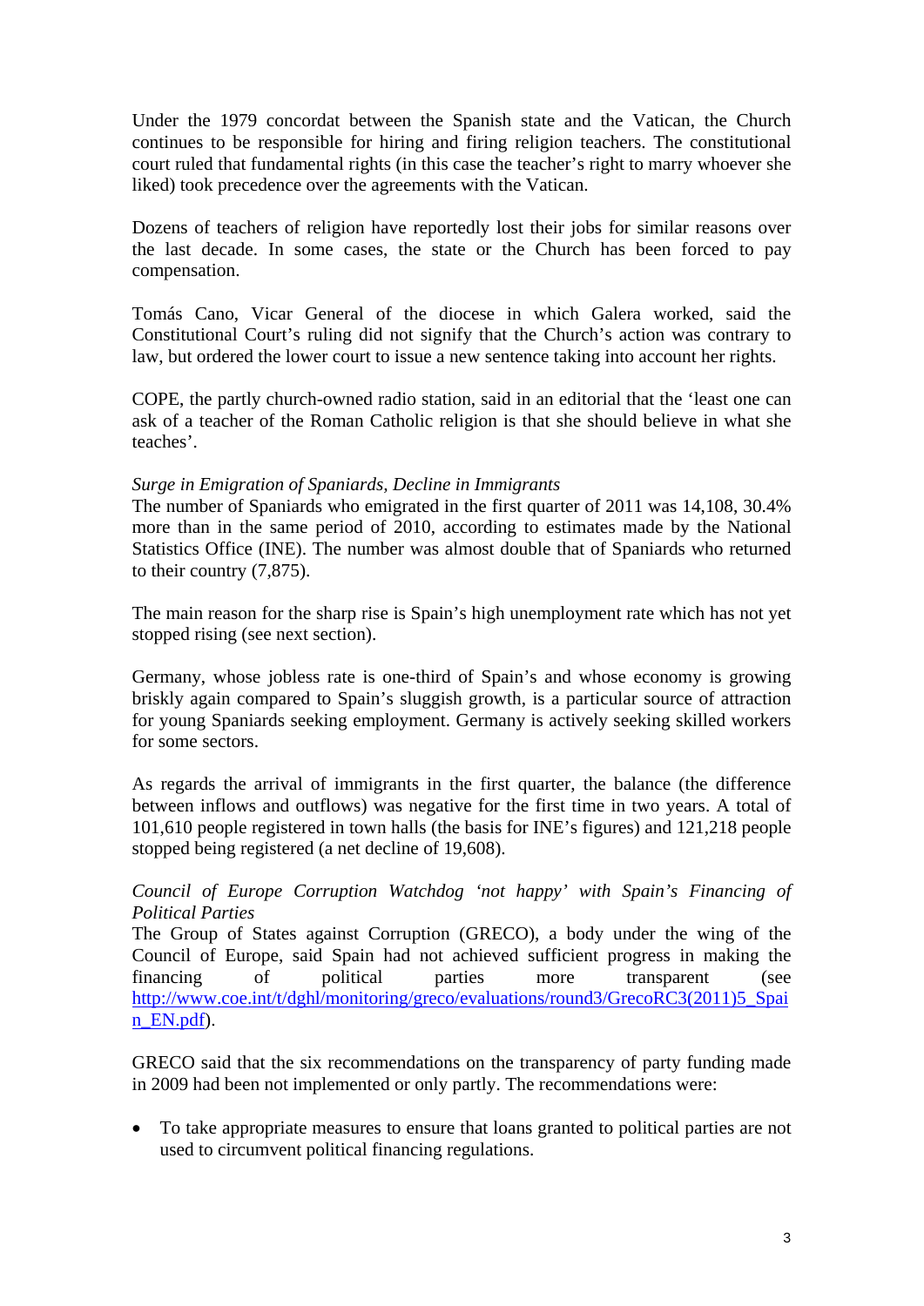Under the 1979 concordat between the Spanish state and the Vatican, the Church continues to be responsible for hiring and firing religion teachers. The constitutional court ruled that fundamental rights (in this case the teacher's right to marry whoever she liked) took precedence over the agreements with the Vatican.

Dozens of teachers of religion have reportedly lost their jobs for similar reasons over the last decade. In some cases, the state or the Church has been forced to pay compensation.

Tomás Cano, Vicar General of the diocese in which Galera worked, said the Constitutional Court's ruling did not signify that the Church's action was contrary to law, but ordered the lower court to issue a new sentence taking into account her rights.

COPE, the partly church-owned radio station, said in an editorial that the 'least one can ask of a teacher of the Roman Catholic religion is that she should believe in what she teaches'.

*Surge in Emigration of Spaniards, Decline in Immigrants*

The number of Spaniards who emigrated in the first quarter of 2011 was 14,108, 30.4% more than in the same period of 2010, according to estimates made by the National Statistics Office (INE). The number was almost double that of Spaniards who returned to their country (7,875).

The main reason for the sharp rise is Spain's high unemployment rate which has not yet stopped rising (see next section).

Germany, whose jobless rate is one-third of Spain's and whose economy is growing briskly again compared to Spain's sluggish growth, is a particular source of attraction for young Spaniards seeking employment. Germany is actively seeking skilled workers for some sectors.

As regards the arrival of immigrants in the first quarter, the balance (the difference between inflows and outflows) was negative for the first time in two years. A total of 101,610 people registered in town halls (the basis for INE's figures) and 121,218 people stopped being registered (a net decline of 19,608).

*Council of Europe Corruption Watchdog 'not happy' with Spain's Financing of Political Parties*

The Group of States against Corruption (GRECO), a body under the wing of the Council of Europe, said Spain had not achieved sufficient progress in making the financing of political parties more transparent (see http://www.coe.int/t/dghl/monitoring/greco/evaluations/round3/GrecoRC3(2011)5_Spain_EN.pdf).

GRECO said that the six recommendations on the transparency of party funding made in 2009 had been not implemented or only partly. The recommendations were:

- To take appropriate measures to ensure that loans granted to political parties are not used to circumvent political financing regulations.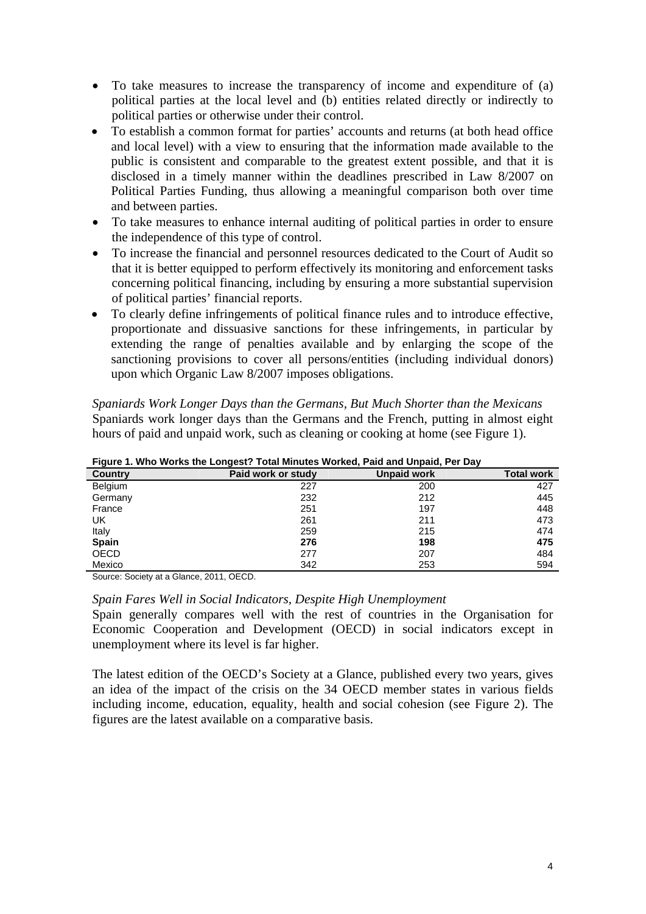- To take measures to increase the transparency of income and expenditure of (a) political parties at the local level and (b) entities related directly or indirectly to political parties or otherwise under their control.
- To establish a common format for parties' accounts and returns (at both head office and local level) with a view to ensuring that the information made available to the public is consistent and comparable to the greatest extent possible, and that it is disclosed in a timely manner within the deadlines prescribed in Law 8/2007 on Political Parties Funding, thus allowing a meaningful comparison both over time and between parties.
- To take measures to enhance internal auditing of political parties in order to ensure the independence of this type of control.
- To increase the financial and personnel resources dedicated to the Court of Audit so that it is better equipped to perform effectively its monitoring and enforcement tasks concerning political financing, including by ensuring a more substantial supervision of political parties' financial reports.
- To clearly define infringements of political finance rules and to introduce effective, proportionate and dissuasive sanctions for these infringements, in particular by extending the range of penalties available and by enlarging the scope of the sanctioning provisions to cover all persons/entities (including individual donors) upon which Organic Law 8/2007 imposes obligations.

*Spaniards Work Longer Days than the Germans, But Much Shorter than the Mexicans*
Spaniards work longer days than the Germans and the French, putting in almost eight hours of paid and unpaid work, such as cleaning or cooking at home (see Figure 1).

**Figure 1. Who Works the Longest? Total Minutes Worked, Paid and Unpaid, Per Day**

| Country | Paid work or study | Unpaid work | Total work |
|---|---|---|---|
| Belgium | 227 | 200 | 427 |
| Germany | 232 | 212 | 445 |
| France | 251 | 197 | 448 |
| UK | 261 | 211 | 473 |
| Italy | 259 | 215 | 474 |
| **Spain** | **276** | **198** | **475** |
| OECD | 277 | 207 | 484 |
| Mexico | 342 | 253 | 594 |

Source: Society at a Glance, 2011, OECD.

*Spain Fares Well in Social Indicators, Despite High Unemployment*
Spain generally compares well with the rest of countries in the Organisation for Economic Cooperation and Development (OECD) in social indicators except in unemployment where its level is far higher.

The latest edition of the OECD's Society at a Glance, published every two years, gives an idea of the impact of the crisis on the 34 OECD member states in various fields including income, education, equality, health and social cohesion (see Figure 2). The figures are the latest available on a comparative basis.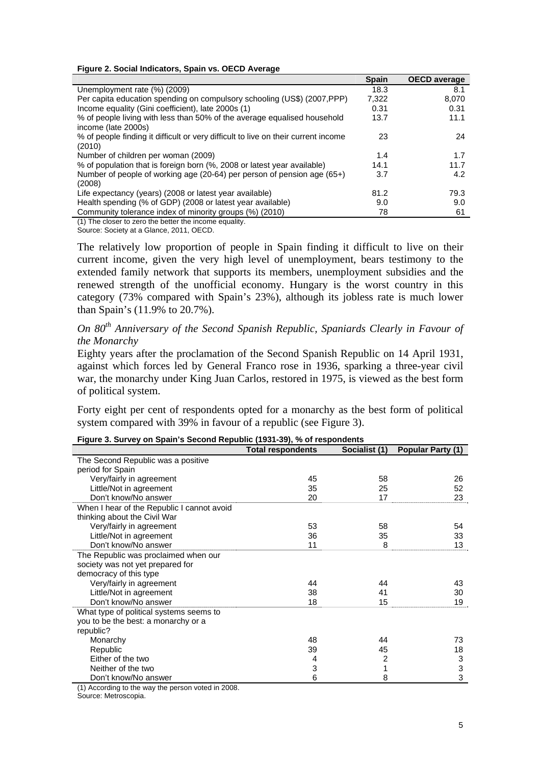**Figure 2. Social Indicators, Spain vs. OECD Average**

| | Spain | OECD average |
|---|---|---|
| Unemployment rate (%) (2009) | 18.3 | 8.1 |
| Per capita education spending on compulsory schooling (US$) (2007,PPP) | 7,322 | 8,070 |
| Income equality (Gini coefficient), late 2000s (1) | 0.31 | 0.31 |
| % of people living with less than 50% of the average equalised household income (late 2000s) | 13.7 | 11.1 |
| % of people finding it difficult or very difficult to live on their current income (2010) | 23 | 24 |
| Number of children per woman (2009) | 1.4 | 1.7 |
| % of population that is foreign born (%, 2008 or latest year available) | 14.1 | 11.7 |
| Number of people of working age (20-64) per person of pension age (65+) (2008) | 3.7 | 4.2 |
| Life expectancy (years) (2008 or latest year available) | 81.2 | 79.3 |
| Health spending (% of GDP) (2008 or latest year available) | 9.0 | 9.0 |
| Community tolerance index of minority groups (%) (2010) | 78 | 61 |

(1) The closer to zero the better the income equality.
Source: Society at a Glance, 2011, OECD.

The relatively low proportion of people in Spain finding it difficult to live on their current income, given the very high level of unemployment, bears testimony to the extended family network that supports its members, unemployment subsidies and the renewed strength of the unofficial economy. Hungary is the worst country in this category (73% compared with Spain's 23%), although its jobless rate is much lower than Spain's (11.9% to 20.7%).

*On 80th Anniversary of the Second Spanish Republic, Spaniards Clearly in Favour of the Monarchy*

Eighty years after the proclamation of the Second Spanish Republic on 14 April 1931, against which forces led by General Franco rose in 1936, sparking a three-year civil war, the monarchy under King Juan Carlos, restored in 1975, is viewed as the best form of political system.

Forty eight per cent of respondents opted for a monarchy as the best form of political system compared with 39% in favour of a republic (see Figure 3).

**Figure 3. Survey on Spain's Second Republic (1931-39), % of respondents**

| | Total respondents | Socialist (1) | Popular Party (1) |
|---|---|---|---|
| **The Second Republic was a positive period for Spain** | | | |
| Very/fairly in agreement | 45 | 58 | 26 |
| Little/Not in agreement | 35 | 25 | 52 |
| Don't know/No answer | 20 | 17 | 23 |
| **When I hear of the Republic I cannot avoid thinking about the Civil War** | | | |
| Very/fairly in agreement | 53 | 58 | 54 |
| Little/Not in agreement | 36 | 35 | 33 |
| Don't know/No answer | 11 | 8 | 13 |
| **The Republic was proclaimed when our society was not yet prepared for democracy of this type** | | | |
| Very/fairly in agreement | 44 | 44 | 43 |
| Little/Not in agreement | 38 | 41 | 30 |
| Don't know/No answer | 18 | 15 | 19 |
| **What type of political systems seems to you to be the best: a monarchy or a republic?** | | | |
| Monarchy | 48 | 44 | 73 |
| Republic | 39 | 45 | 18 |
| Either of the two | 4 | 2 | 3 |
| Neither of the two | 3 | 1 | 3 |
| Don't know/No answer | 6 | 8 | 3 |

(1) According to the way the person voted in 2008.
Source: Metroscopia.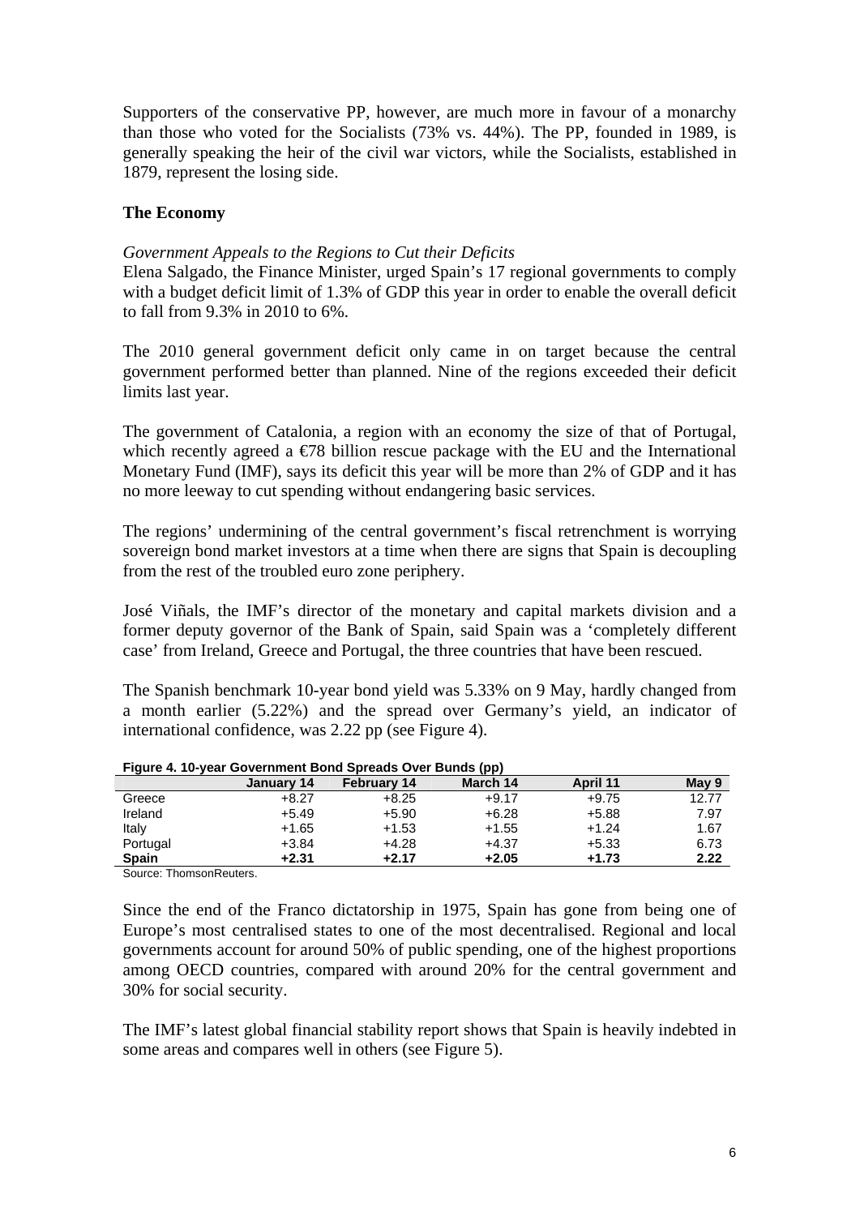Supporters of the conservative PP, however, are much more in favour of a monarchy than those who voted for the Socialists (73% vs. 44%). The PP, founded in 1989, is generally speaking the heir of the civil war victors, while the Socialists, established in 1879, represent the losing side.

### The Economy

*Government Appeals to the Regions to Cut their Deficits*

Elena Salgado, the Finance Minister, urged Spain's 17 regional governments to comply with a budget deficit limit of 1.3% of GDP this year in order to enable the overall deficit to fall from 9.3% in 2010 to 6%.

The 2010 general government deficit only came in on target because the central government performed better than planned. Nine of the regions exceeded their deficit limits last year.

The government of Catalonia, a region with an economy the size of that of Portugal, which recently agreed a €78 billion rescue package with the EU and the International Monetary Fund (IMF), says its deficit this year will be more than 2% of GDP and it has no more leeway to cut spending without endangering basic services.

The regions' undermining of the central government's fiscal retrenchment is worrying sovereign bond market investors at a time when there are signs that Spain is decoupling from the rest of the troubled euro zone periphery.

José Viñals, the IMF's director of the monetary and capital markets division and a former deputy governor of the Bank of Spain, said Spain was a 'completely different case' from Ireland, Greece and Portugal, the three countries that have been rescued.

The Spanish benchmark 10-year bond yield was 5.33% on 9 May, hardly changed from a month earlier (5.22%) and the spread over Germany's yield, an indicator of international confidence, was 2.22 pp (see Figure 4).

**Figure 4. 10-year Government Bond Spreads Over Bunds (pp)**

| | January 14 | February 14 | March 14 | April 11 | May 9 |
|---|---|---|---|---|---|
| Greece | +8.27 | +8.25 | +9.17 | +9.75 | 12.77 |
| Ireland | +5.49 | +5.90 | +6.28 | +5.88 | 7.97 |
| Italy | +1.65 | +1.53 | +1.55 | +1.24 | 1.67 |
| Portugal | +3.84 | +4.28 | +4.37 | +5.33 | 6.73 |
| **Spain** | **+2.31** | **+2.17** | **+2.05** | **+1.73** | **2.22** |

Source: ThomsonReuters.

Since the end of the Franco dictatorship in 1975, Spain has gone from being one of Europe's most centralised states to one of the most decentralised. Regional and local governments account for around 50% of public spending, one of the highest proportions among OECD countries, compared with around 20% for the central government and 30% for social security.

The IMF's latest global financial stability report shows that Spain is heavily indebted in some areas and compares well in others (see Figure 5).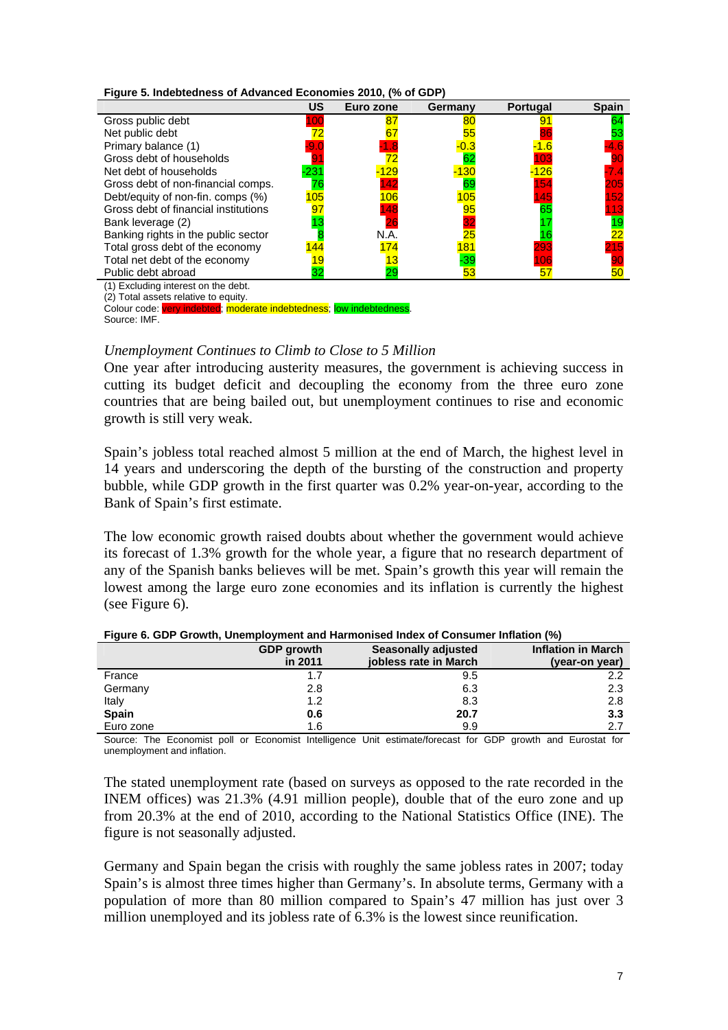**Figure 5. Indebtedness of Advanced Economies 2010, (% of GDP)**

| | US | Euro zone | Germany | Portugal | Spain |
|---|---|---|---|---|---|
| Gross public debt | 100 | 87 | 80 | 91 | 64 |
| Net public debt | 72 | 67 | 55 | 86 | 53 |
| Primary balance (1) | -9.0 | -1.8 | -0.3 | -1.6 | -4.6 |
| Gross debt of households | 91 | 72 | 62 | 103 | 90 |
| Net debt of households | -231 | -129 | -130 | -126 | -7.4 |
| Gross debt of non-financial comps. | 76 | 142 | 69 | 154 | 205 |
| Debt/equity of non-fin. comps (%) | 105 | 106 | 105 | 145 | 152 |
| Gross debt of financial institutions | 97 | 148 | 95 | 65 | 113 |
| Bank leverage (2) | 13 | 26 | 32 | 17 | 19 |
| Banking rights in the public sector | 8 | N.A. | 25 | 16 | 22 |
| Total gross debt of the economy | 144 | 174 | 181 | 293 | 215 |
| Total net debt of the economy | 19 | 13 | -39 | 106 | 90 |
| Public debt abroad | 32 | 29 | 53 | 57 | 50 |

(1) Excluding interest on the debt.
(2) Total assets relative to equity.
Colour code: very indebted; moderate indebtedness; low indebtedness.
Source: IMF.

### *Unemployment Continues to Climb to Close to 5 Million*

One year after introducing austerity measures, the government is achieving success in cutting its budget deficit and decoupling the economy from the three euro zone countries that are being bailed out, but unemployment continues to rise and economic growth is still very weak.

Spain's jobless total reached almost 5 million at the end of March, the highest level in 14 years and underscoring the depth of the bursting of the construction and property bubble, while GDP growth in the first quarter was 0.2% year-on-year, according to the Bank of Spain's first estimate.

The low economic growth raised doubts about whether the government would achieve its forecast of 1.3% growth for the whole year, a figure that no research department of any of the Spanish banks believes will be met. Spain's growth this year will remain the lowest among the large euro zone economies and its inflation is currently the highest (see Figure 6).

**Figure 6. GDP Growth, Unemployment and Harmonised Index of Consumer Inflation (%)**

| | GDP growth in 2011 | Seasonally adjusted jobless rate in March | Inflation in March (year-on year) |
|---|---|---|---|
| France | 1.7 | 9.5 | 2.2 |
| Germany | 2.8 | 6.3 | 2.3 |
| Italy | 1.2 | 8.3 | 2.8 |
| **Spain** | **0.6** | **20.7** | **3.3** |
| Euro zone | 1.6 | 9.9 | 2.7 |

Source: The Economist poll or Economist Intelligence Unit estimate/forecast for GDP growth and Eurostat for unemployment and inflation.

The stated unemployment rate (based on surveys as opposed to the rate recorded in the INEM offices) was 21.3% (4.91 million people), double that of the euro zone and up from 20.3% at the end of 2010, according to the National Statistics Office (INE). The figure is not seasonally adjusted.

Germany and Spain began the crisis with roughly the same jobless rates in 2007; today Spain's is almost three times higher than Germany's. In absolute terms, Germany with a population of more than 80 million compared to Spain's 47 million has just over 3 million unemployed and its jobless rate of 6.3% is the lowest since reunification.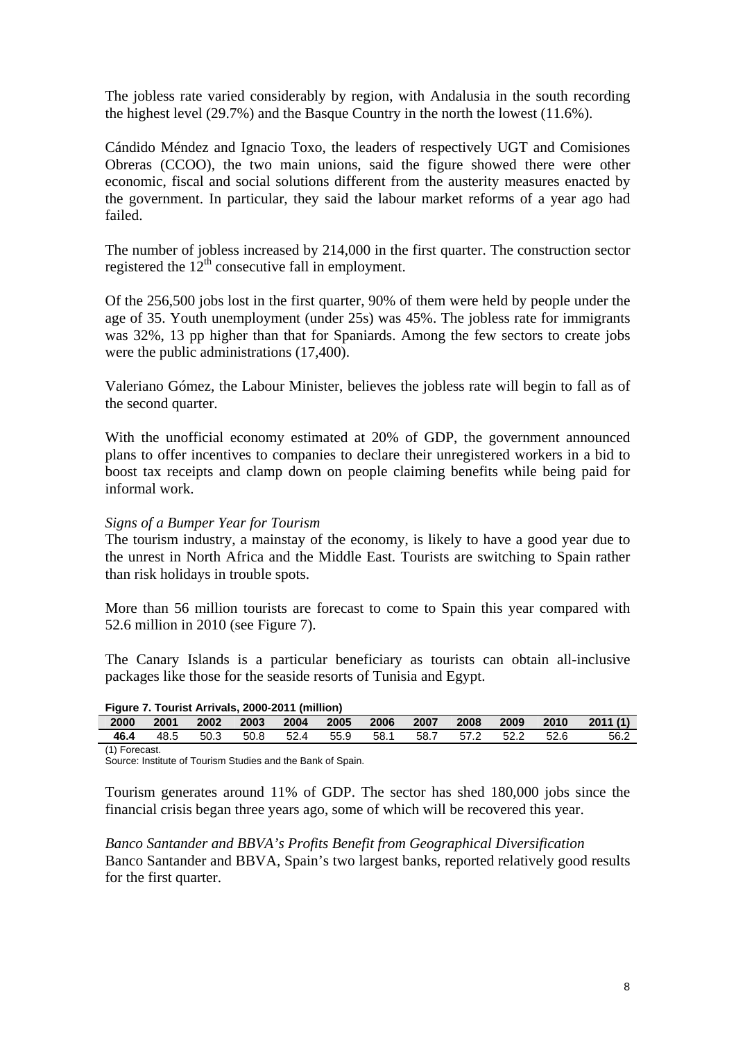The jobless rate varied considerably by region, with Andalusia in the south recording the highest level (29.7%) and the Basque Country in the north the lowest (11.6%).

Cándido Méndez and Ignacio Toxo, the leaders of respectively UGT and Comisiones Obreras (CCOO), the two main unions, said the figure showed there were other economic, fiscal and social solutions different from the austerity measures enacted by the government. In particular, they said the labour market reforms of a year ago had failed.

The number of jobless increased by 214,000 in the first quarter. The construction sector registered the 12th consecutive fall in employment.

Of the 256,500 jobs lost in the first quarter, 90% of them were held by people under the age of 35. Youth unemployment (under 25s) was 45%. The jobless rate for immigrants was 32%, 13 pp higher than that for Spaniards. Among the few sectors to create jobs were the public administrations (17,400).

Valeriano Gómez, the Labour Minister, believes the jobless rate will begin to fall as of the second quarter.

With the unofficial economy estimated at 20% of GDP, the government announced plans to offer incentives to companies to declare their unregistered workers in a bid to boost tax receipts and clamp down on people claiming benefits while being paid for informal work.

*Signs of a Bumper Year for Tourism*

The tourism industry, a mainstay of the economy, is likely to have a good year due to the unrest in North Africa and the Middle East. Tourists are switching to Spain rather than risk holidays in trouble spots.

More than 56 million tourists are forecast to come to Spain this year compared with 52.6 million in 2010 (see Figure 7).

The Canary Islands is a particular beneficiary as tourists can obtain all-inclusive packages like those for the seaside resorts of Tunisia and Egypt.

**Figure 7. Tourist Arrivals, 2000-2011 (million)**

| 2000 | 2001 | 2002 | 2003 | 2004 | 2005 | 2006 | 2007 | 2008 | 2009 | 2010 | 2011 (1) |
|---|---|---|---|---|---|---|---|---|---|---|---|
| **46.4** | 48.5 | 50.3 | 50.8 | 52.4 | 55.9 | 58.1 | 58.7 | 57.2 | 52.2 | 52.6 | 56.2 |

(1) Forecast.
Source: Institute of Tourism Studies and the Bank of Spain.

Tourism generates around 11% of GDP. The sector has shed 180,000 jobs since the financial crisis began three years ago, some of which will be recovered this year.

*Banco Santander and BBVA's Profits Benefit from Geographical Diversification*

Banco Santander and BBVA, Spain's two largest banks, reported relatively good results for the first quarter.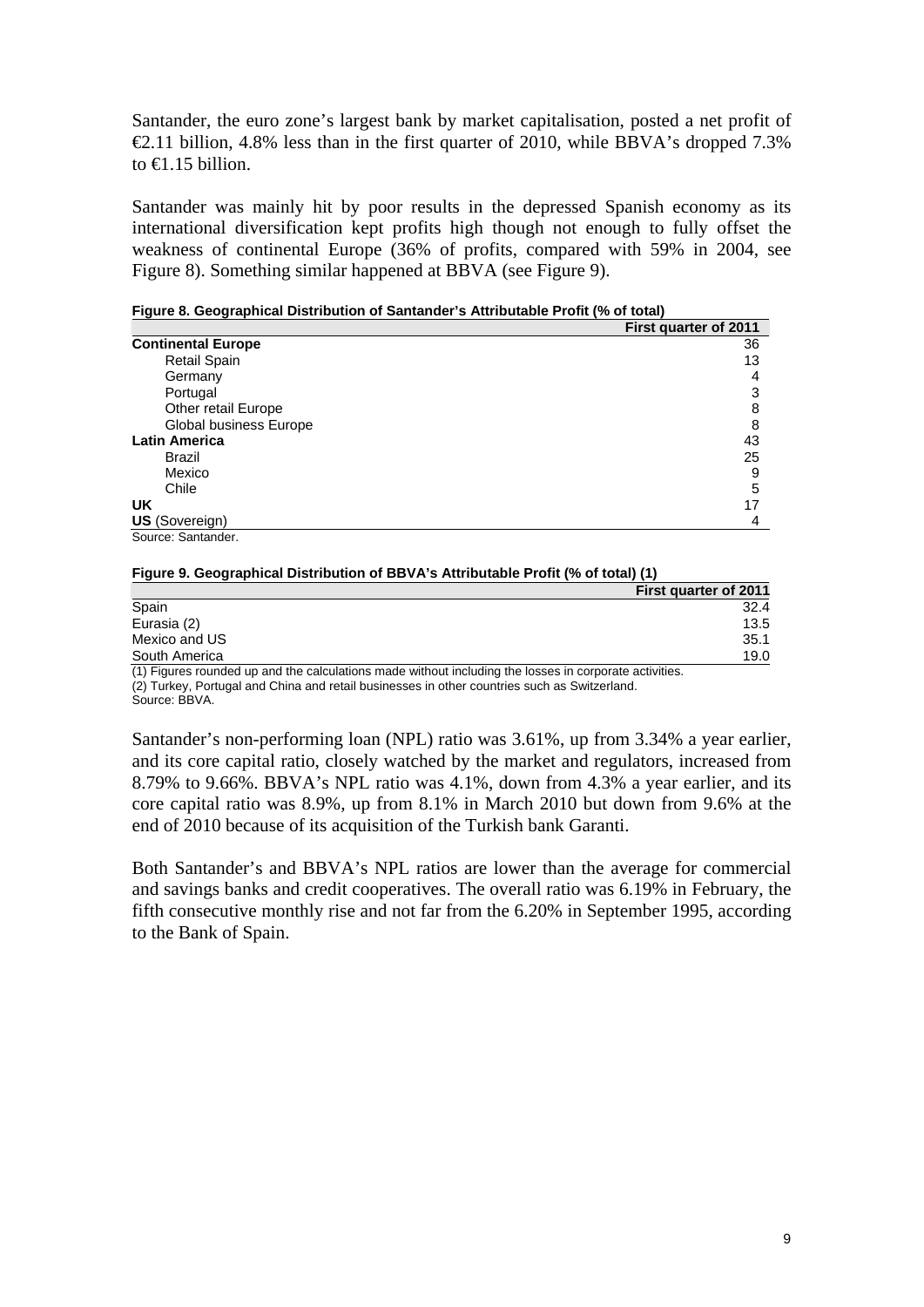Santander, the euro zone's largest bank by market capitalisation, posted a net profit of €2.11 billion, 4.8% less than in the first quarter of 2010, while BBVA's dropped 7.3% to €1.15 billion.

Santander was mainly hit by poor results in the depressed Spanish economy as its international diversification kept profits high though not enough to fully offset the weakness of continental Europe (36% of profits, compared with 59% in 2004, see Figure 8). Something similar happened at BBVA (see Figure 9).

**Figure 8. Geographical Distribution of Santander's Attributable Profit (% of total)**

| | First quarter of 2011 |
|---|---|
| **Continental Europe** | 36 |
| Retail Spain | 13 |
| Germany | 4 |
| Portugal | 3 |
| Other retail Europe | 8 |
| Global business Europe | 8 |
| **Latin America** | 43 |
| Brazil | 25 |
| Mexico | 9 |
| Chile | 5 |
| **UK** | 17 |
| **US** (Sovereign) | 4 |

Source: Santander.

**Figure 9. Geographical Distribution of BBVA's Attributable Profit (% of total) (1)**

| | First quarter of 2011 |
|---|---|
| Spain | 32.4 |
| Eurasia (2) | 13.5 |
| Mexico and US | 35.1 |
| South America | 19.0 |

(1) Figures rounded up and the calculations made without including the losses in corporate activities.
(2) Turkey, Portugal and China and retail businesses in other countries such as Switzerland.
Source: BBVA.

Santander's non-performing loan (NPL) ratio was 3.61%, up from 3.34% a year earlier, and its core capital ratio, closely watched by the market and regulators, increased from 8.79% to 9.66%. BBVA's NPL ratio was 4.1%, down from 4.3% a year earlier, and its core capital ratio was 8.9%, up from 8.1% in March 2010 but down from 9.6% at the end of 2010 because of its acquisition of the Turkish bank Garanti.

Both Santander's and BBVA's NPL ratios are lower than the average for commercial and savings banks and credit cooperatives. The overall ratio was 6.19% in February, the fifth consecutive monthly rise and not far from the 6.20% in September 1995, according to the Bank of Spain.